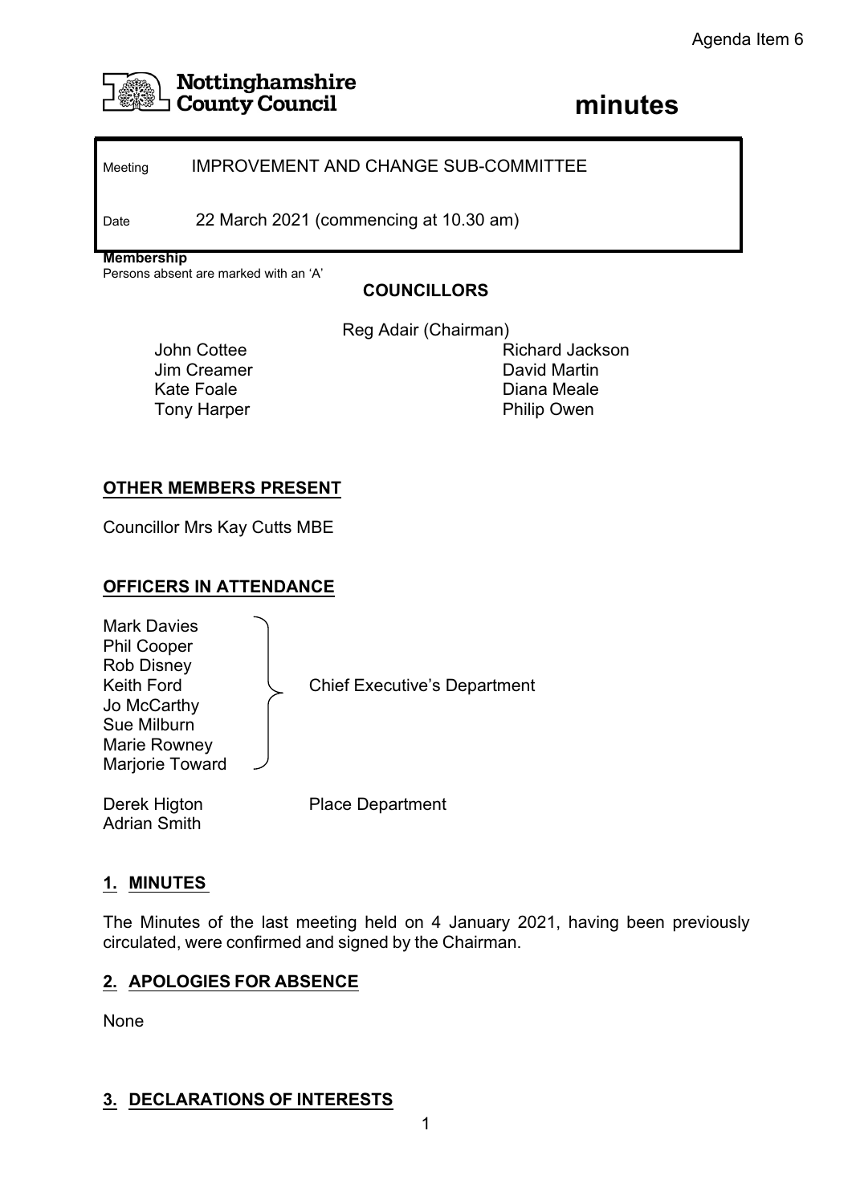Agenda Item 6

**Nottinghamshire County Council**

# minutes

Meeting IMPROVEMENT AND CHANGE SUB-COMMITTEE

Date 22 March 2021 (commencing at 10.30 am)

**Membership**
Persons absent are marked with an 'A'

**COUNCILLORS**

Reg Adair (Chairman)

John Cottee
Jim Creamer
Kate Foale
Tony Harper
Richard Jackson
David Martin
Diana Meale
Philip Owen

## OTHER MEMBERS PRESENT

Councillor Mrs Kay Cutts MBE

## OFFICERS IN ATTENDANCE

Mark Davies
Phil Cooper
Rob Disney
Keith Ford
Jo McCarthy
Sue Milburn
Marie Rowney
Marjorie Toward

Chief Executive's Department

Derek Higton
Adrian Smith

Place Department

## 1. MINUTES

The Minutes of the last meeting held on 4 January 2021, having been previously circulated, were confirmed and signed by the Chairman.

## 2. APOLOGIES FOR ABSENCE

None

## 3. DECLARATIONS OF INTERESTS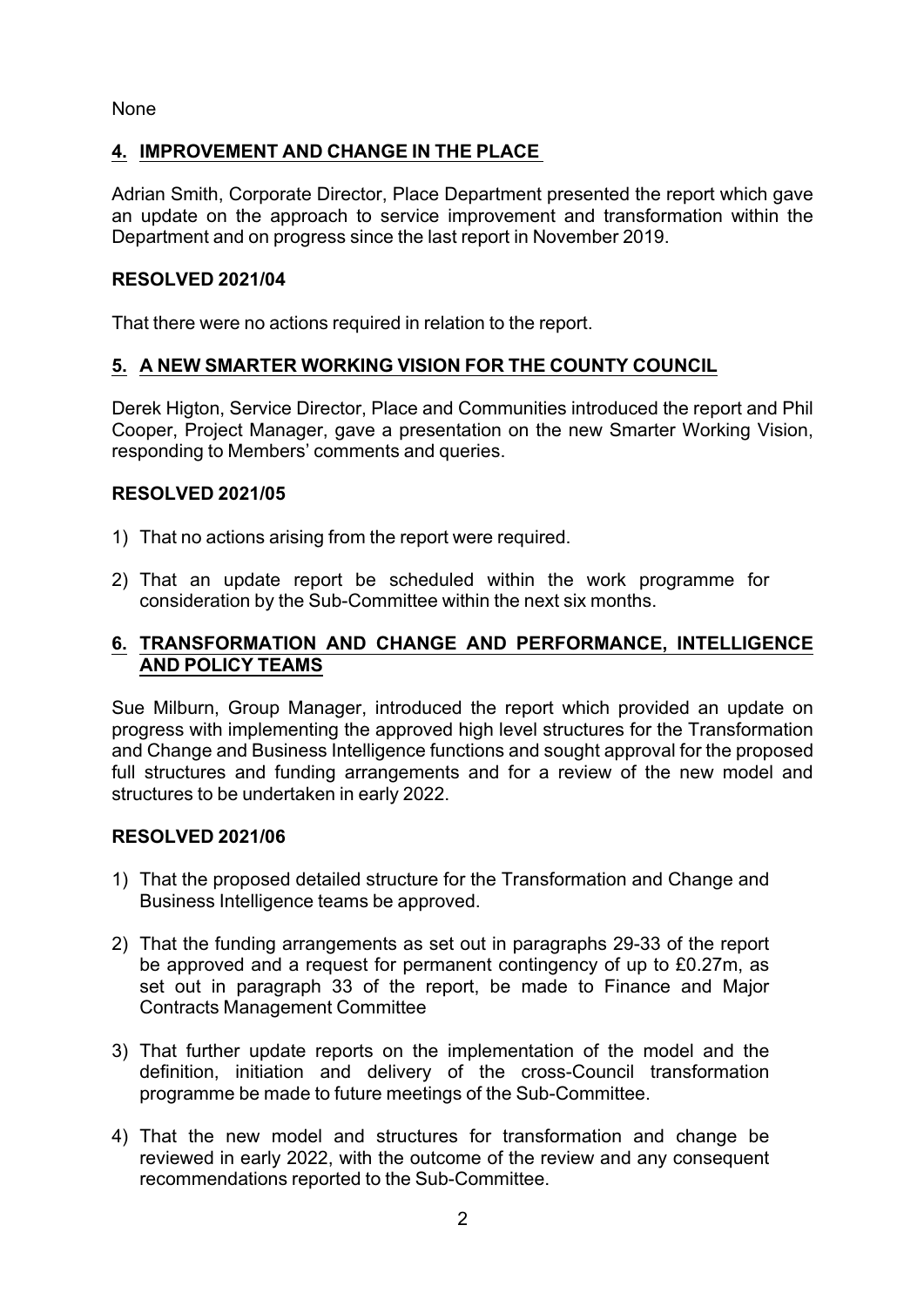None

## 4. IMPROVEMENT AND CHANGE IN THE PLACE

Adrian Smith, Corporate Director, Place Department presented the report which gave an update on the approach to service improvement and transformation within the Department and on progress since the last report in November 2019.

**RESOLVED 2021/04**

That there were no actions required in relation to the report.

## 5. A NEW SMARTER WORKING VISION FOR THE COUNTY COUNCIL

Derek Higton, Service Director, Place and Communities introduced the report and Phil Cooper, Project Manager, gave a presentation on the new Smarter Working Vision, responding to Members' comments and queries.

**RESOLVED 2021/05**

1) That no actions arising from the report were required.

2) That an update report be scheduled within the work programme for consideration by the Sub-Committee within the next six months.

## 6. TRANSFORMATION AND CHANGE AND PERFORMANCE, INTELLIGENCE AND POLICY TEAMS

Sue Milburn, Group Manager, introduced the report which provided an update on progress with implementing the approved high level structures for the Transformation and Change and Business Intelligence functions and sought approval for the proposed full structures and funding arrangements and for a review of the new model and structures to be undertaken in early 2022.

**RESOLVED 2021/06**

1) That the proposed detailed structure for the Transformation and Change and Business Intelligence teams be approved.

2) That the funding arrangements as set out in paragraphs 29-33 of the report be approved and a request for permanent contingency of up to £0.27m, as set out in paragraph 33 of the report, be made to Finance and Major Contracts Management Committee

3) That further update reports on the implementation of the model and the definition, initiation and delivery of the cross-Council transformation programme be made to future meetings of the Sub-Committee.

4) That the new model and structures for transformation and change be reviewed in early 2022, with the outcome of the review and any consequent recommendations reported to the Sub-Committee.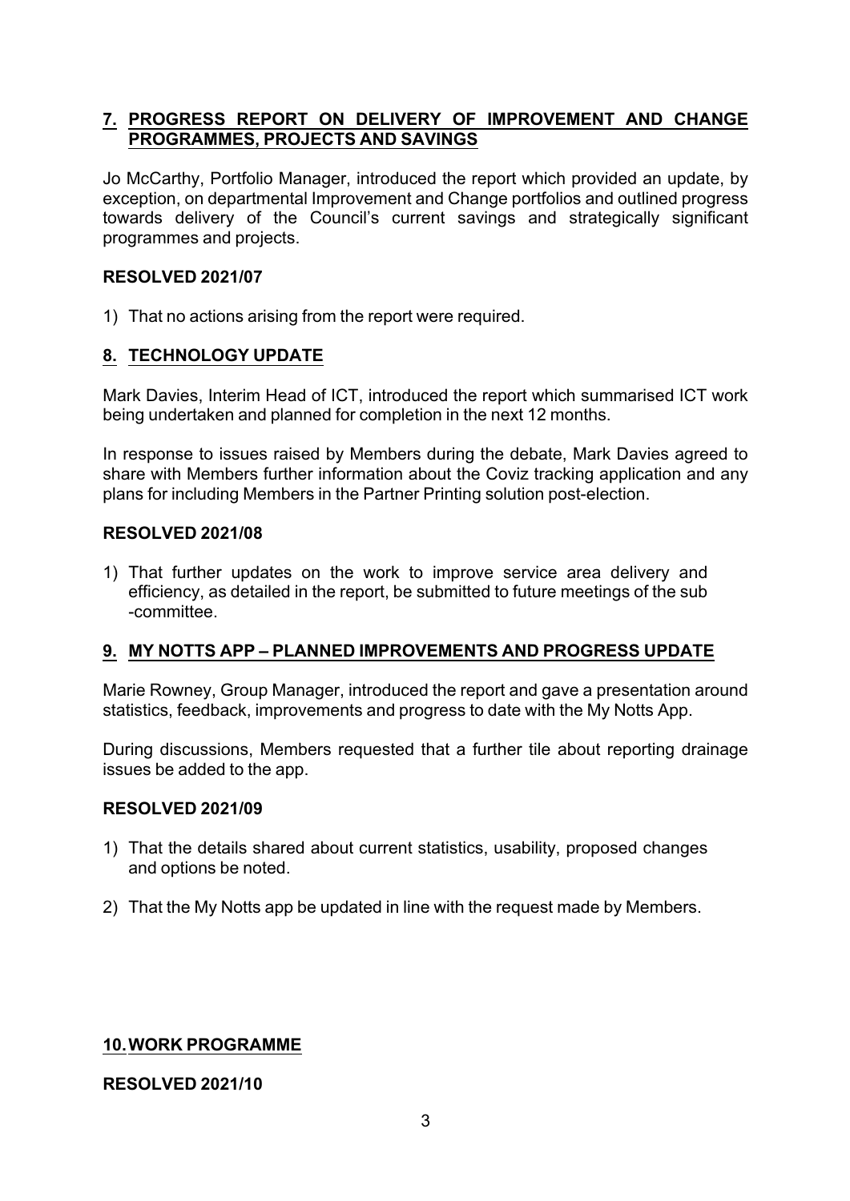## 7. PROGRESS REPORT ON DELIVERY OF IMPROVEMENT AND CHANGE PROGRAMMES, PROJECTS AND SAVINGS

Jo McCarthy, Portfolio Manager, introduced the report which provided an update, by exception, on departmental Improvement and Change portfolios and outlined progress towards delivery of the Council's current savings and strategically significant programmes and projects.

**RESOLVED 2021/07**

1) That no actions arising from the report were required.

## 8. TECHNOLOGY UPDATE

Mark Davies, Interim Head of ICT, introduced the report which summarised ICT work being undertaken and planned for completion in the next 12 months.

In response to issues raised by Members during the debate, Mark Davies agreed to share with Members further information about the Coviz tracking application and any plans for including Members in the Partner Printing solution post-election.

**RESOLVED 2021/08**

1) That further updates on the work to improve service area delivery and efficiency, as detailed in the report, be submitted to future meetings of the sub -committee.

## 9. MY NOTTS APP – PLANNED IMPROVEMENTS AND PROGRESS UPDATE

Marie Rowney, Group Manager, introduced the report and gave a presentation around statistics, feedback, improvements and progress to date with the My Notts App.

During discussions, Members requested that a further tile about reporting drainage issues be added to the app.

**RESOLVED 2021/09**

1) That the details shared about current statistics, usability, proposed changes and options be noted.

2) That the My Notts app be updated in line with the request made by Members.

## 10. WORK PROGRAMME

**RESOLVED 2021/10**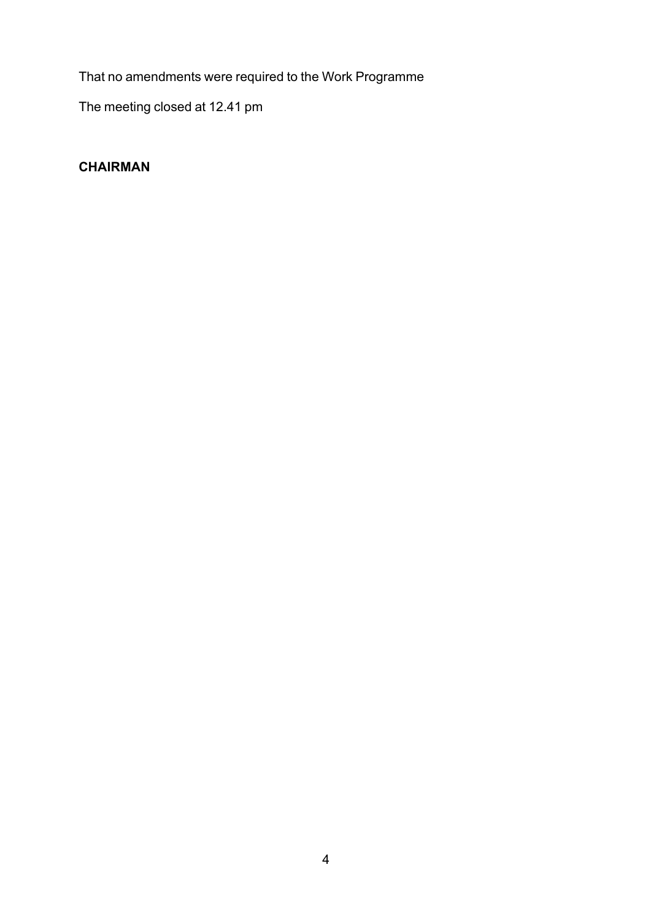That no amendments were required to the Work Programme

The meeting closed at 12.41 pm

**CHAIRMAN**